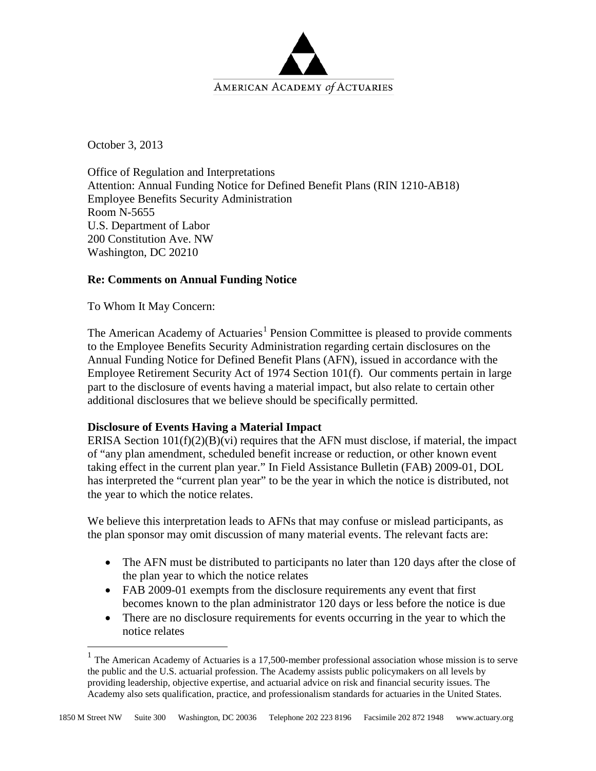AMERICAN ACADEMY *of* ACTUARIES

October 3, 2013

Office of Regulation and Interpretations
Attention: Annual Funding Notice for Defined Benefit Plans (RIN 1210-AB18)
Employee Benefits Security Administration
Room N-5655
U.S. Department of Labor
200 Constitution Ave. NW
Washington, DC 20210

**Re: Comments on Annual Funding Notice**

To Whom It May Concern:

The American Academy of Actuaries[1] Pension Committee is pleased to provide comments to the Employee Benefits Security Administration regarding certain disclosures on the Annual Funding Notice for Defined Benefit Plans (AFN), issued in accordance with the Employee Retirement Security Act of 1974 Section 101(f). Our comments pertain in large part to the disclosure of events having a material impact, but also relate to certain other additional disclosures that we believe should be specifically permitted.

**Disclosure of Events Having a Material Impact**

ERISA Section 101(f)(2)(B)(vi) requires that the AFN must disclose, if material, the impact of "any plan amendment, scheduled benefit increase or reduction, or other known event taking effect in the current plan year." In Field Assistance Bulletin (FAB) 2009-01, DOL has interpreted the "current plan year" to be the year in which the notice is distributed, not the year to which the notice relates.

We believe this interpretation leads to AFNs that may confuse or mislead participants, as the plan sponsor may omit discussion of many material events. The relevant facts are:

- The AFN must be distributed to participants no later than 120 days after the close of the plan year to which the notice relates
- FAB 2009-01 exempts from the disclosure requirements any event that first becomes known to the plan administrator 120 days or less before the notice is due
- There are no disclosure requirements for events occurring in the year to which the notice relates

[1] The American Academy of Actuaries is a 17,500-member professional association whose mission is to serve the public and the U.S. actuarial profession. The Academy assists public policymakers on all levels by providing leadership, objective expertise, and actuarial advice on risk and financial security issues. The Academy also sets qualification, practice, and professionalism standards for actuaries in the United States.

1850 M Street NW Suite 300 Washington, DC 20036 Telephone 202 223 8196 Facsimile 202 872 1948 www.actuary.org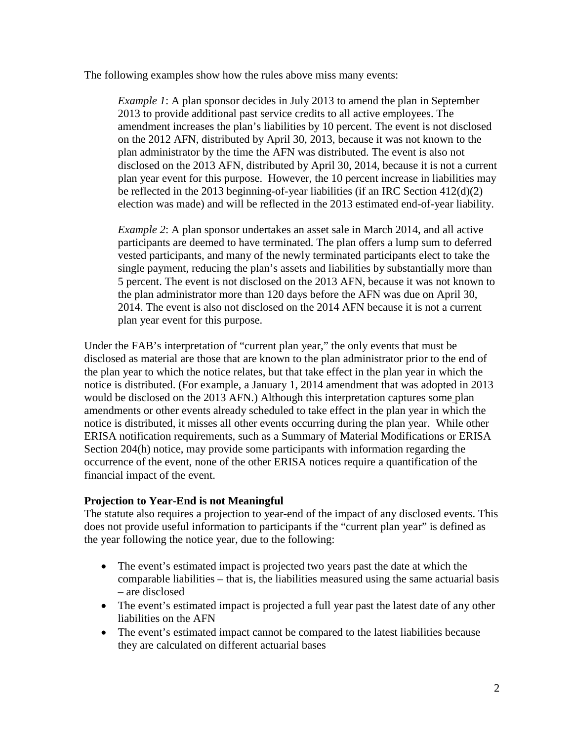The following examples show how the rules above miss many events:

> *Example 1*: A plan sponsor decides in July 2013 to amend the plan in September 2013 to provide additional past service credits to all active employees. The amendment increases the plan's liabilities by 10 percent. The event is not disclosed on the 2012 AFN, distributed by April 30, 2013, because it was not known to the plan administrator by the time the AFN was distributed. The event is also not disclosed on the 2013 AFN, distributed by April 30, 2014, because it is not a current plan year event for this purpose. However, the 10 percent increase in liabilities may be reflected in the 2013 beginning-of-year liabilities (if an IRC Section 412(d)(2) election was made) and will be reflected in the 2013 estimated end-of-year liability.
>
> *Example 2*: A plan sponsor undertakes an asset sale in March 2014, and all active participants are deemed to have terminated. The plan offers a lump sum to deferred vested participants, and many of the newly terminated participants elect to take the single payment, reducing the plan's assets and liabilities by substantially more than 5 percent. The event is not disclosed on the 2013 AFN, because it was not known to the plan administrator more than 120 days before the AFN was due on April 30, 2014. The event is also not disclosed on the 2014 AFN because it is not a current plan year event for this purpose.

Under the FAB's interpretation of "current plan year," the only events that must be disclosed as material are those that are known to the plan administrator prior to the end of the plan year to which the notice relates, but that take effect in the plan year in which the notice is distributed. (For example, a January 1, 2014 amendment that was adopted in 2013 would be disclosed on the 2013 AFN.) Although this interpretation captures some plan amendments or other events already scheduled to take effect in the plan year in which the notice is distributed, it misses all other events occurring during the plan year. While other ERISA notification requirements, such as a Summary of Material Modifications or ERISA Section 204(h) notice, may provide some participants with information regarding the occurrence of the event, none of the other ERISA notices require a quantification of the financial impact of the event.

**Projection to Year-End is not Meaningful**

The statute also requires a projection to year-end of the impact of any disclosed events. This does not provide useful information to participants if the "current plan year" is defined as the year following the notice year, due to the following:

- The event's estimated impact is projected two years past the date at which the comparable liabilities – that is, the liabilities measured using the same actuarial basis – are disclosed
- The event's estimated impact is projected a full year past the latest date of any other liabilities on the AFN
- The event's estimated impact cannot be compared to the latest liabilities because they are calculated on different actuarial bases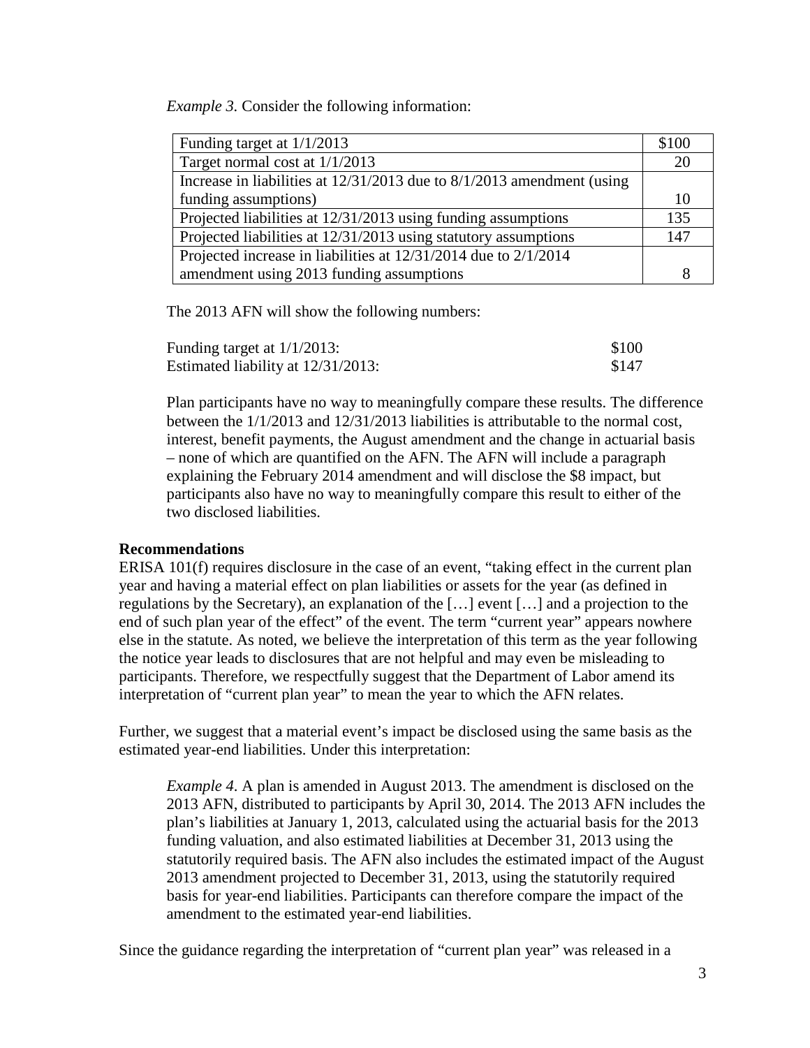*Example 3.* Consider the following information:

| | |
|---|---|
| Funding target at 1/1/2013 | \$100 |
| Target normal cost at 1/1/2013 | 20 |
| Increase in liabilities at 12/31/2013 due to 8/1/2013 amendment (using funding assumptions) | 10 |
| Projected liabilities at 12/31/2013 using funding assumptions | 135 |
| Projected liabilities at 12/31/2013 using statutory assumptions | 147 |
| Projected increase in liabilities at 12/31/2014 due to 2/1/2014 amendment using 2013 funding assumptions | 8 |

The 2013 AFN will show the following numbers:

| | |
|---|---|
| Funding target at 1/1/2013: | \$100 |
| Estimated liability at 12/31/2013: | \$147 |

Plan participants have no way to meaningfully compare these results. The difference between the 1/1/2013 and 12/31/2013 liabilities is attributable to the normal cost, interest, benefit payments, the August amendment and the change in actuarial basis – none of which are quantified on the AFN. The AFN will include a paragraph explaining the February 2014 amendment and will disclose the \$8 impact, but participants also have no way to meaningfully compare this result to either of the two disclosed liabilities.

**Recommendations**

ERISA 101(f) requires disclosure in the case of an event, "taking effect in the current plan year and having a material effect on plan liabilities or assets for the year (as defined in regulations by the Secretary), an explanation of the […] event […] and a projection to the end of such plan year of the effect" of the event. The term "current year" appears nowhere else in the statute. As noted, we believe the interpretation of this term as the year following the notice year leads to disclosures that are not helpful and may even be misleading to participants. Therefore, we respectfully suggest that the Department of Labor amend its interpretation of "current plan year" to mean the year to which the AFN relates.

Further, we suggest that a material event's impact be disclosed using the same basis as the estimated year-end liabilities. Under this interpretation:

*Example 4.* A plan is amended in August 2013. The amendment is disclosed on the 2013 AFN, distributed to participants by April 30, 2014. The 2013 AFN includes the plan's liabilities at January 1, 2013, calculated using the actuarial basis for the 2013 funding valuation, and also estimated liabilities at December 31, 2013 using the statutorily required basis. The AFN also includes the estimated impact of the August 2013 amendment projected to December 31, 2013, using the statutorily required basis for year-end liabilities. Participants can therefore compare the impact of the amendment to the estimated year-end liabilities.

Since the guidance regarding the interpretation of "current plan year" was released in a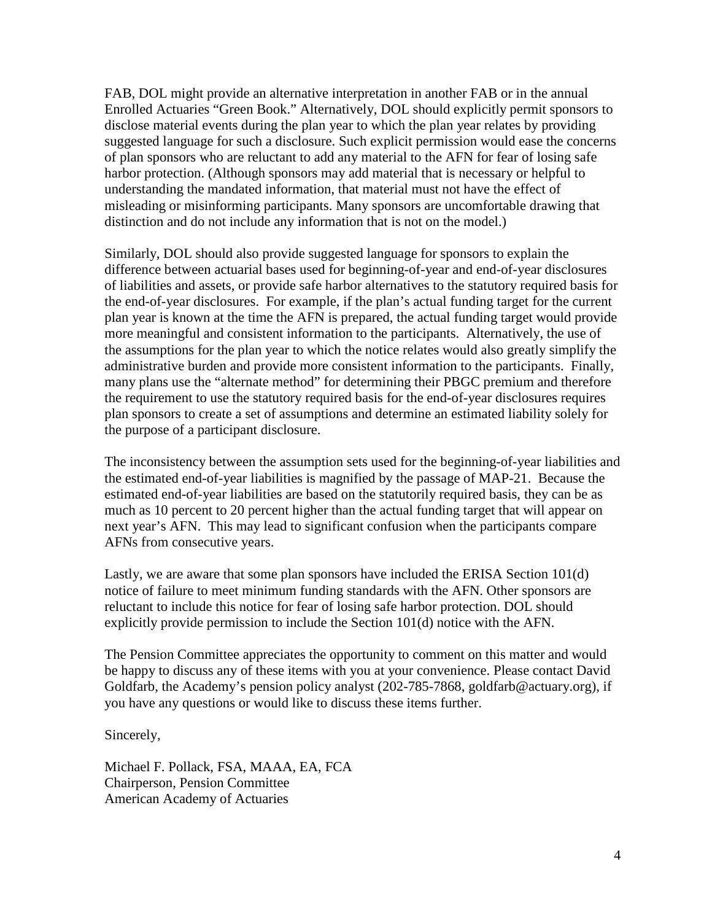FAB, DOL might provide an alternative interpretation in another FAB or in the annual Enrolled Actuaries "Green Book." Alternatively, DOL should explicitly permit sponsors to disclose material events during the plan year to which the plan year relates by providing suggested language for such a disclosure. Such explicit permission would ease the concerns of plan sponsors who are reluctant to add any material to the AFN for fear of losing safe harbor protection. (Although sponsors may add material that is necessary or helpful to understanding the mandated information, that material must not have the effect of misleading or misinforming participants. Many sponsors are uncomfortable drawing that distinction and do not include any information that is not on the model.)

Similarly, DOL should also provide suggested language for sponsors to explain the difference between actuarial bases used for beginning-of-year and end-of-year disclosures of liabilities and assets, or provide safe harbor alternatives to the statutory required basis for the end-of-year disclosures. For example, if the plan's actual funding target for the current plan year is known at the time the AFN is prepared, the actual funding target would provide more meaningful and consistent information to the participants. Alternatively, the use of the assumptions for the plan year to which the notice relates would also greatly simplify the administrative burden and provide more consistent information to the participants. Finally, many plans use the "alternate method" for determining their PBGC premium and therefore the requirement to use the statutory required basis for the end-of-year disclosures requires plan sponsors to create a set of assumptions and determine an estimated liability solely for the purpose of a participant disclosure.

The inconsistency between the assumption sets used for the beginning-of-year liabilities and the estimated end-of-year liabilities is magnified by the passage of MAP-21. Because the estimated end-of-year liabilities are based on the statutorily required basis, they can be as much as 10 percent to 20 percent higher than the actual funding target that will appear on next year's AFN. This may lead to significant confusion when the participants compare AFNs from consecutive years.

Lastly, we are aware that some plan sponsors have included the ERISA Section 101(d) notice of failure to meet minimum funding standards with the AFN. Other sponsors are reluctant to include this notice for fear of losing safe harbor protection. DOL should explicitly provide permission to include the Section 101(d) notice with the AFN.

The Pension Committee appreciates the opportunity to comment on this matter and would be happy to discuss any of these items with you at your convenience. Please contact David Goldfarb, the Academy's pension policy analyst (202-785-7868, goldfarb@actuary.org), if you have any questions or would like to discuss these items further.

Sincerely,

Michael F. Pollack, FSA, MAAA, EA, FCA
Chairperson, Pension Committee
American Academy of Actuaries